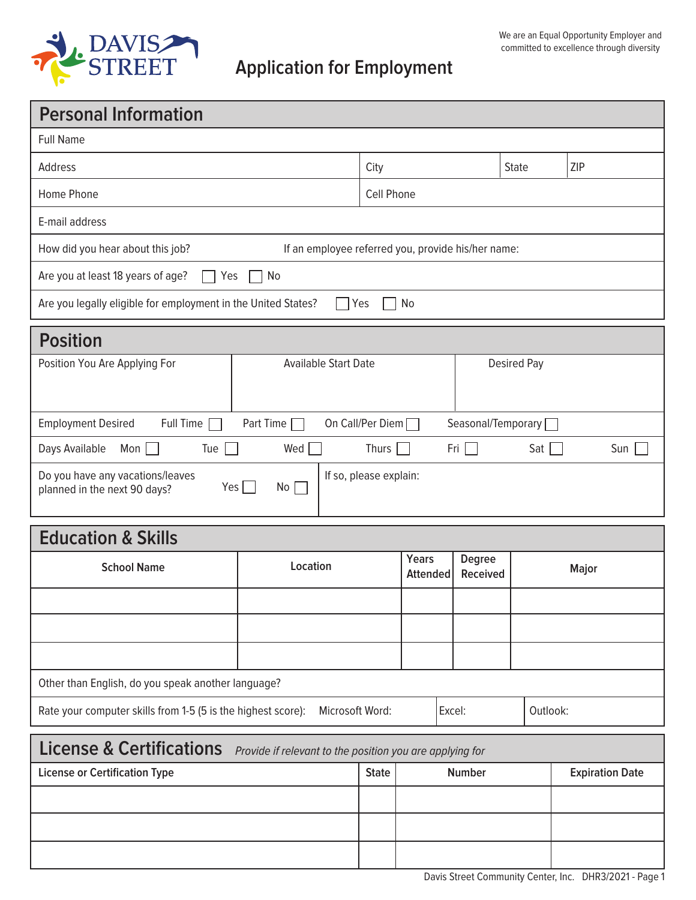DAVIS STREET

We are an Equal Opportunity Employer and committed to excellence through diversity

# Application for Employment

## Personal Information

| Full Name | | | |
|---|---|---|---|
| Address | City | State | ZIP |
| Home Phone | Cell Phone | | |
| E-mail address | | | |

How did you hear about this job? If an employee referred you, provide his/her name:

Are you at least 18 years of age? ☐ Yes ☐ No

Are you legally eligible for employment in the United States? ☐ Yes ☐ No

## Position

| Position You Are Applying For | Available Start Date | Desired Pay |
|---|---|---|
| | | |

Employment Desired: Full Time ☐ Part Time ☐ On Call/Per Diem ☐ Seasonal/Temporary ☐

Days Available: Mon ☐ Tue ☐ Wed ☐ Thurs ☐ Fri ☐ Sat ☐ Sun ☐

Do you have any vacations/leaves planned in the next 90 days? Yes ☐ No ☐ If so, please explain:

## Education & Skills

| School Name | Location | Years Attended | Degree Received | Major |
|---|---|---|---|---|
| | | | | |
| | | | | |
| | | | | |

Other than English, do you speak another language?

Rate your computer skills from 1-5 (5 is the highest score): Microsoft Word: Excel: Outlook:

## License & Certifications

*Provide if relevant to the position you are applying for*

| License or Certification Type | State | Number | Expiration Date |
|---|---|---|---|
| | | | |
| | | | |
| | | | |

Davis Street Community Center, Inc. DHR3/2021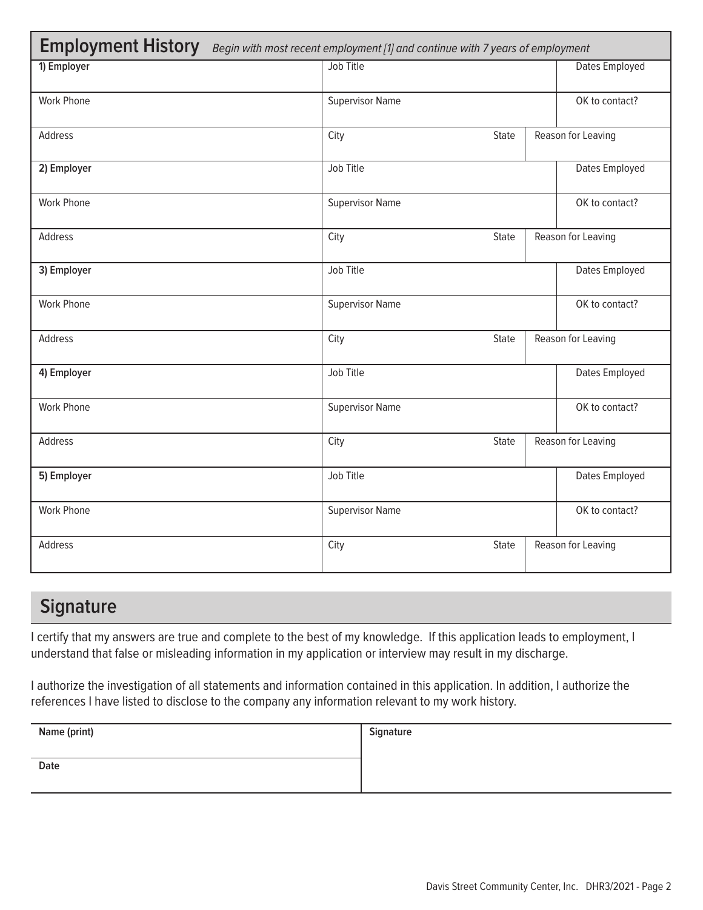## Employment History *Begin with most recent employment [1] and continue with 7 years of employment*

| | | | |
|---|---|---|---|
| **1) Employer** | Job Title | | Dates Employed |
| Work Phone | Supervisor Name | | OK to contact? |
| Address | City | State | Reason for Leaving |
| **2) Employer** | Job Title | | Dates Employed |
| Work Phone | Supervisor Name | | OK to contact? |
| Address | City | State | Reason for Leaving |
| **3) Employer** | Job Title | | Dates Employed |
| Work Phone | Supervisor Name | | OK to contact? |
| Address | City | State | Reason for Leaving |
| **4) Employer** | Job Title | | Dates Employed |
| Work Phone | Supervisor Name | | OK to contact? |
| Address | City | State | Reason for Leaving |
| **5) Employer** | Job Title | | Dates Employed |
| Work Phone | Supervisor Name | | OK to contact? |
| Address | City | State | Reason for Leaving |

## Signature

I certify that my answers are true and complete to the best of my knowledge. If this application leads to employment, I understand that false or misleading information in my application or interview may result in my discharge.

I authorize the investigation of all statements and information contained in this application. In addition, I authorize the references I have listed to disclose to the company any information relevant to my work history.

| | |
|---|---|
| **Name (print)** | **Signature** |
| **Date** | |

Davis Street Community Center, Inc. DHR3/2021